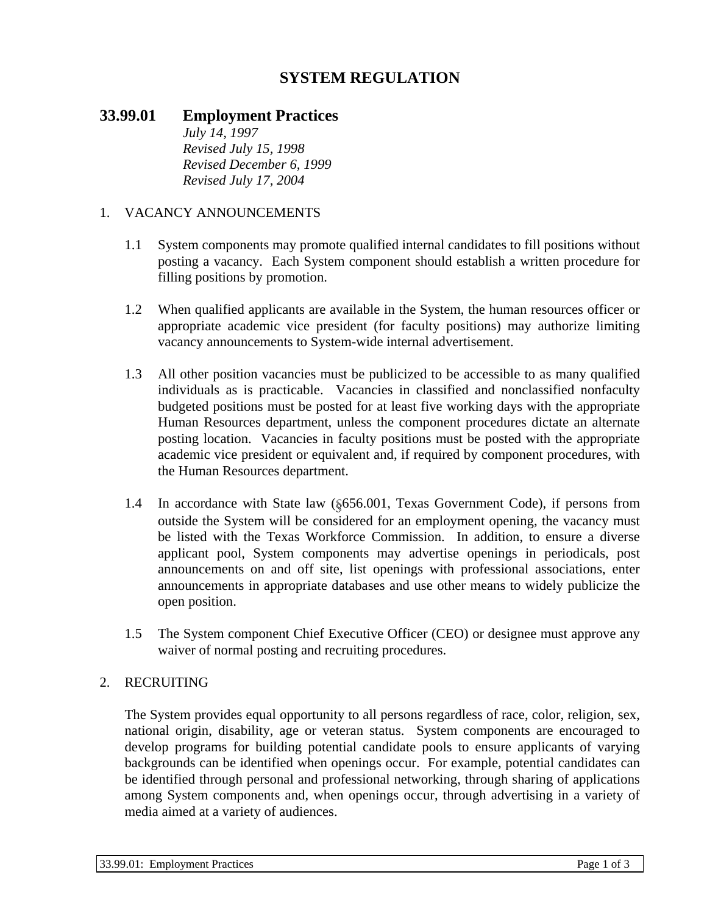# SYSTEM REGULATION

## 33.99.01 Employment Practices

*July 14, 1997*
*Revised July 15, 1998*
*Revised December 6, 1999*
*Revised July 17, 2004*

1. VACANCY ANNOUNCEMENTS

    1.1 System components may promote qualified internal candidates to fill positions without posting a vacancy. Each System component should establish a written procedure for filling positions by promotion.

    1.2 When qualified applicants are available in the System, the human resources officer or appropriate academic vice president (for faculty positions) may authorize limiting vacancy announcements to System-wide internal advertisement.

    1.3 All other position vacancies must be publicized to be accessible to as many qualified individuals as is practicable. Vacancies in classified and nonclassified nonfaculty budgeted positions must be posted for at least five working days with the appropriate Human Resources department, unless the component procedures dictate an alternate posting location. Vacancies in faculty positions must be posted with the appropriate academic vice president or equivalent and, if required by component procedures, with the Human Resources department.

    1.4 In accordance with State law (§656.001, Texas Government Code), if persons from outside the System will be considered for an employment opening, the vacancy must be listed with the Texas Workforce Commission. In addition, to ensure a diverse applicant pool, System components may advertise openings in periodicals, post announcements on and off site, list openings with professional associations, enter announcements in appropriate databases and use other means to widely publicize the open position.

    1.5 The System component Chief Executive Officer (CEO) or designee must approve any waiver of normal posting and recruiting procedures.

2. RECRUITING

    The System provides equal opportunity to all persons regardless of race, color, religion, sex, national origin, disability, age or veteran status. System components are encouraged to develop programs for building potential candidate pools to ensure applicants of varying backgrounds can be identified when openings occur. For example, potential candidates can be identified through personal and professional networking, through sharing of applications among System components and, when openings occur, through advertising in a variety of media aimed at a variety of audiences.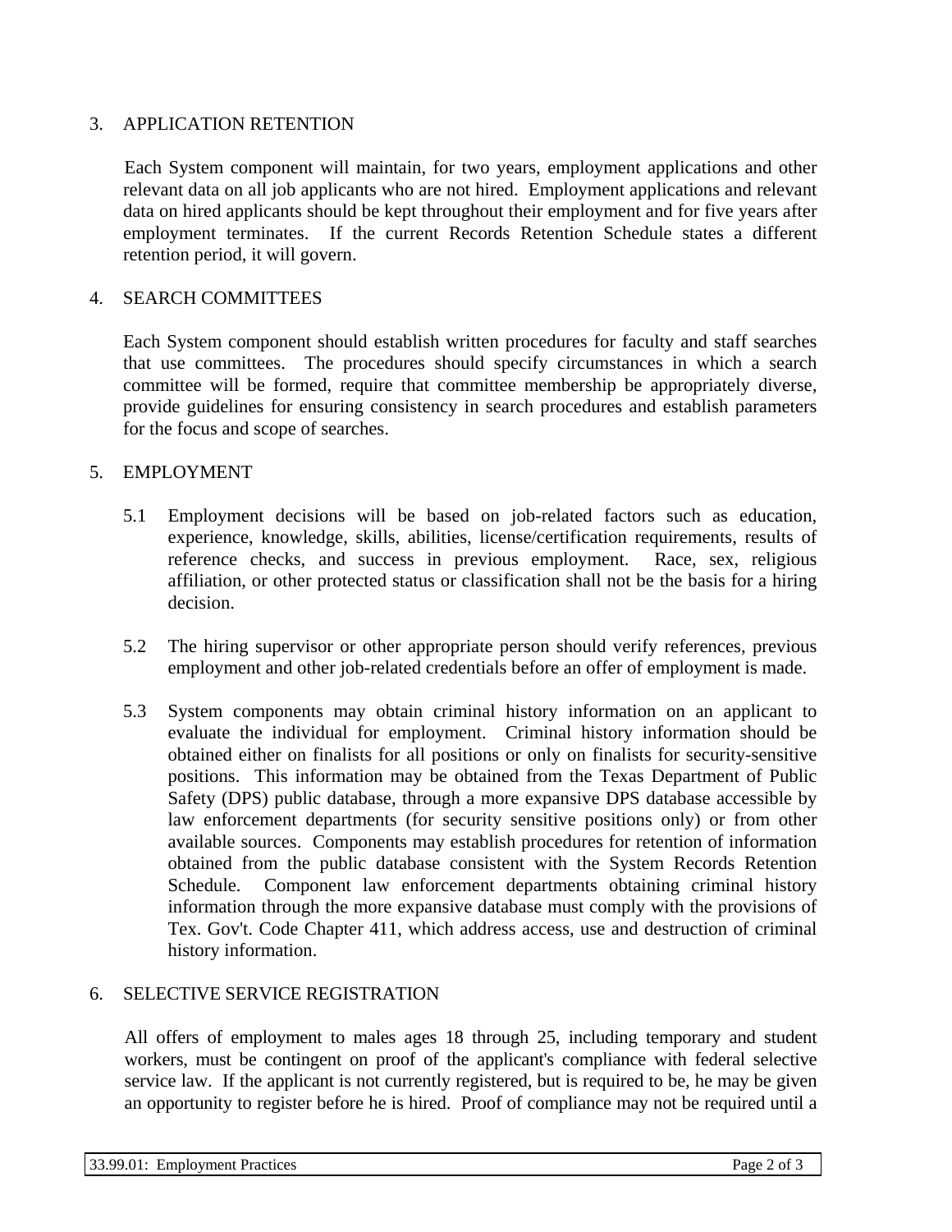## 3. APPLICATION RETENTION

Each System component will maintain, for two years, employment applications and other relevant data on all job applicants who are not hired. Employment applications and relevant data on hired applicants should be kept throughout their employment and for five years after employment terminates. If the current Records Retention Schedule states a different retention period, it will govern.

## 4. SEARCH COMMITTEES

Each System component should establish written procedures for faculty and staff searches that use committees. The procedures should specify circumstances in which a search committee will be formed, require that committee membership be appropriately diverse, provide guidelines for ensuring consistency in search procedures and establish parameters for the focus and scope of searches.

## 5. EMPLOYMENT

5.1 Employment decisions will be based on job-related factors such as education, experience, knowledge, skills, abilities, license/certification requirements, results of reference checks, and success in previous employment. Race, sex, religious affiliation, or other protected status or classification shall not be the basis for a hiring decision.

5.2 The hiring supervisor or other appropriate person should verify references, previous employment and other job-related credentials before an offer of employment is made.

5.3 System components may obtain criminal history information on an applicant to evaluate the individual for employment. Criminal history information should be obtained either on finalists for all positions or only on finalists for security-sensitive positions. This information may be obtained from the Texas Department of Public Safety (DPS) public database, through a more expansive DPS database accessible by law enforcement departments (for security sensitive positions only) or from other available sources. Components may establish procedures for retention of information obtained from the public database consistent with the System Records Retention Schedule. Component law enforcement departments obtaining criminal history information through the more expansive database must comply with the provisions of Tex. Gov't. Code Chapter 411, which address access, use and destruction of criminal history information.

## 6. SELECTIVE SERVICE REGISTRATION

All offers of employment to males ages 18 through 25, including temporary and student workers, must be contingent on proof of the applicant's compliance with federal selective service law. If the applicant is not currently registered, but is required to be, he may be given an opportunity to register before he is hired. Proof of compliance may not be required until a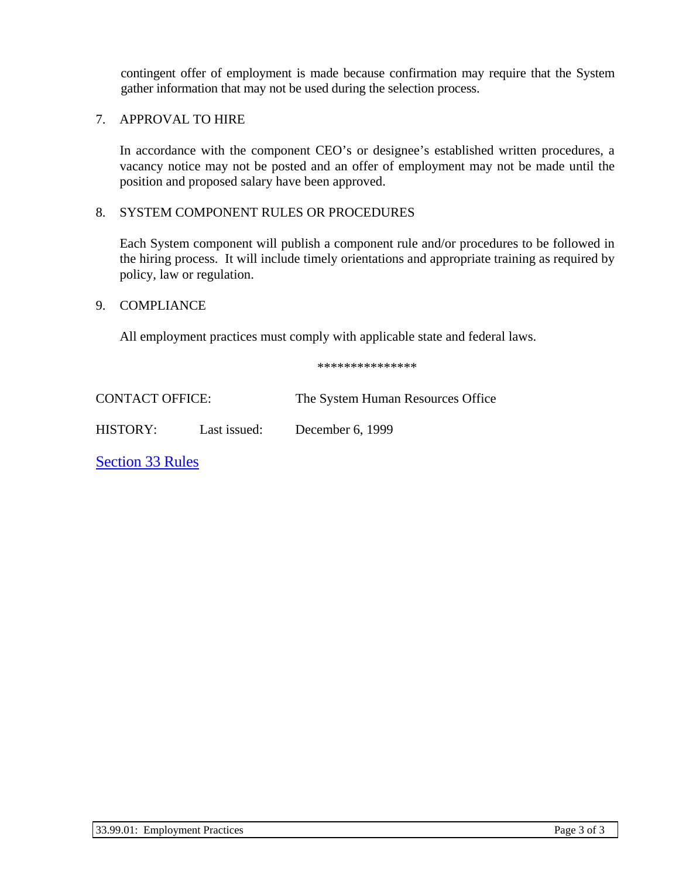contingent offer of employment is made because confirmation may require that the System gather information that may not be used during the selection process.

7. APPROVAL TO HIRE

In accordance with the component CEO's or designee's established written procedures, a vacancy notice may not be posted and an offer of employment may not be made until the position and proposed salary have been approved.

8. SYSTEM COMPONENT RULES OR PROCEDURES

Each System component will publish a component rule and/or procedures to be followed in the hiring process. It will include timely orientations and appropriate training as required by policy, law or regulation.

9. COMPLIANCE

All employment practices must comply with applicable state and federal laws.

***************

CONTACT OFFICE: The System Human Resources Office

HISTORY: Last issued: December 6, 1999

Section 33 Rules